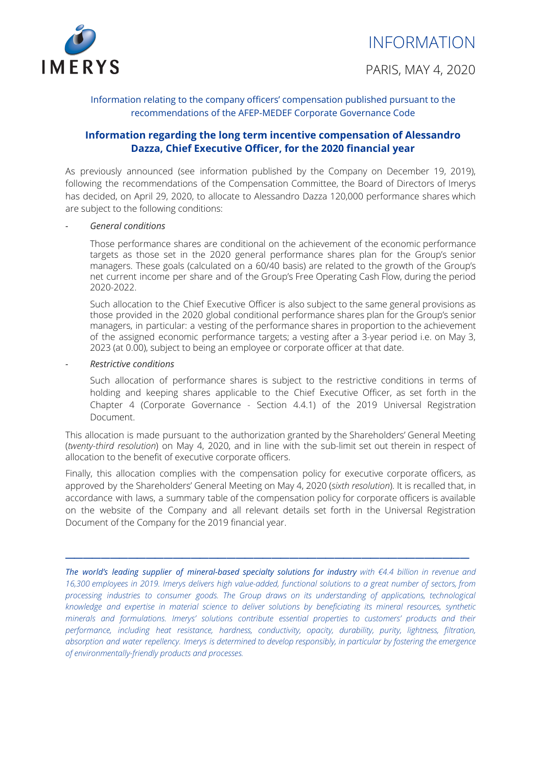IMERYS

# INFORMATION

PARIS, MAY 4, 2020

Information relating to the company officers' compensation published pursuant to the recommendations of the AFEP-MEDEF Corporate Governance Code

## Information regarding the long term incentive compensation of Alessandro Dazza, Chief Executive Officer, for the 2020 financial year

As previously announced (see information published by the Company on December 19, 2019), following the recommendations of the Compensation Committee, the Board of Directors of Imerys has decided, on April 29, 2020, to allocate to Alessandro Dazza 120,000 performance shares which are subject to the following conditions:

- *General conditions*

  Those performance shares are conditional on the achievement of the economic performance targets as those set in the 2020 general performance shares plan for the Group's senior managers. These goals (calculated on a 60/40 basis) are related to the growth of the Group's net current income per share and of the Group's Free Operating Cash Flow, during the period 2020-2022.

  Such allocation to the Chief Executive Officer is also subject to the same general provisions as those provided in the 2020 global conditional performance shares plan for the Group's senior managers, in particular: a vesting of the performance shares in proportion to the achievement of the assigned economic performance targets; a vesting after a 3-year period i.e. on May 3, 2023 (at 0.00), subject to being an employee or corporate officer at that date.

- *Restrictive conditions*

  Such allocation of performance shares is subject to the restrictive conditions in terms of holding and keeping shares applicable to the Chief Executive Officer, as set forth in the Chapter 4 (Corporate Governance - Section 4.4.1) of the 2019 Universal Registration Document.

This allocation is made pursuant to the authorization granted by the Shareholders' General Meeting (*twenty-third resolution*) on May 4, 2020, and in line with the sub-limit set out therein in respect of allocation to the benefit of executive corporate officers.

Finally, this allocation complies with the compensation policy for executive corporate officers, as approved by the Shareholders' General Meeting on May 4, 2020 (*sixth resolution*). It is recalled that, in accordance with laws, a summary table of the compensation policy for corporate officers is available on the website of the Company and all relevant details set forth in the Universal Registration Document of the Company for the 2019 financial year.

---

***The world's leading supplier of mineral-based specialty solutions for industry*** *with €4.4 billion in revenue and 16,300 employees in 2019. Imerys delivers high value-added, functional solutions to a great number of sectors, from processing industries to consumer goods. The Group draws on its understanding of applications, technological knowledge and expertise in material science to deliver solutions by beneficiating its mineral resources, synthetic minerals and formulations. Imerys' solutions contribute essential properties to customers' products and their performance, including heat resistance, hardness, conductivity, opacity, durability, purity, lightness, filtration, absorption and water repellency. Imerys is determined to develop responsibly, in particular by fostering the emergence of environmentally-friendly products and processes.*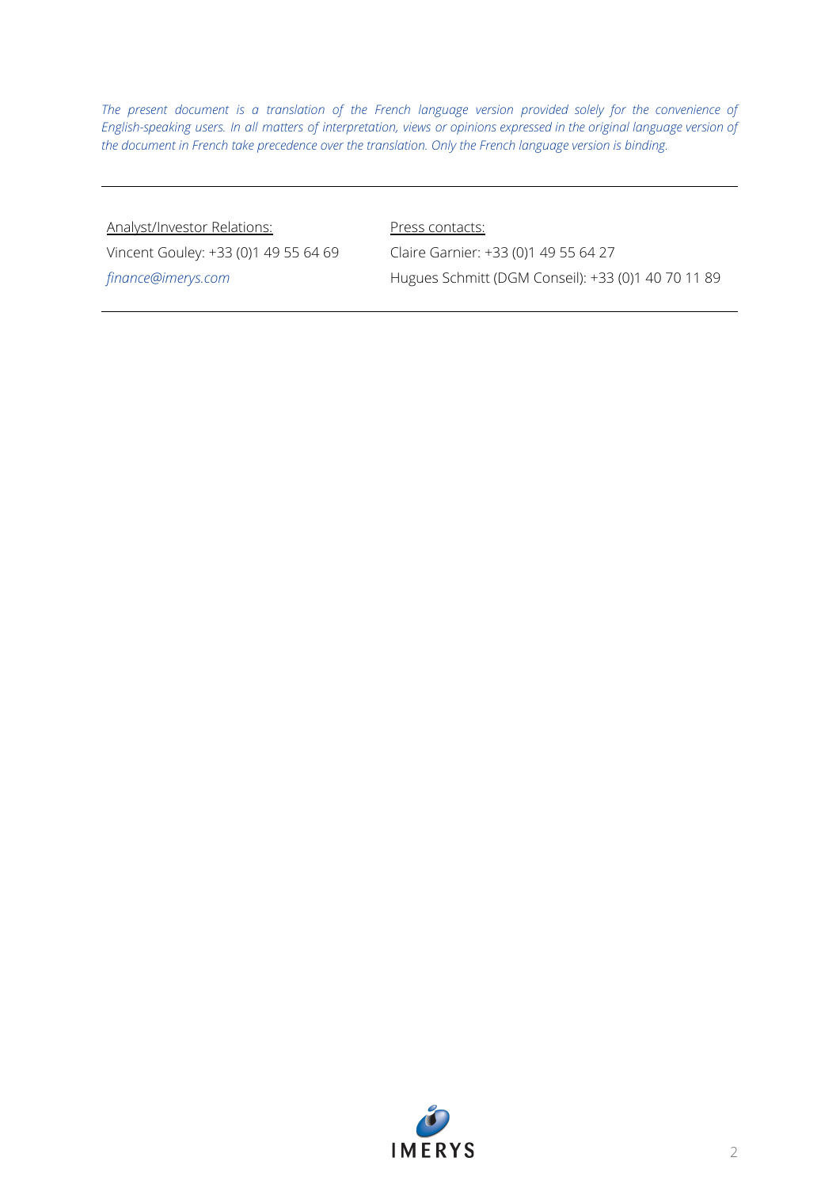*The present document is a translation of the French language version provided solely for the convenience of English-speaking users. In all matters of interpretation, views or opinions expressed in the original language version of the document in French take precedence over the translation. Only the French language version is binding.*

---

Analyst/Investor Relations:

Vincent Gouley: +33 (0)1 49 55 64 69

*finance@imerys.com*

Press contacts:

Claire Garnier: +33 (0)1 49 55 64 27

Hugues Schmitt (DGM Conseil): +33 (0)1 40 70 11 89

---